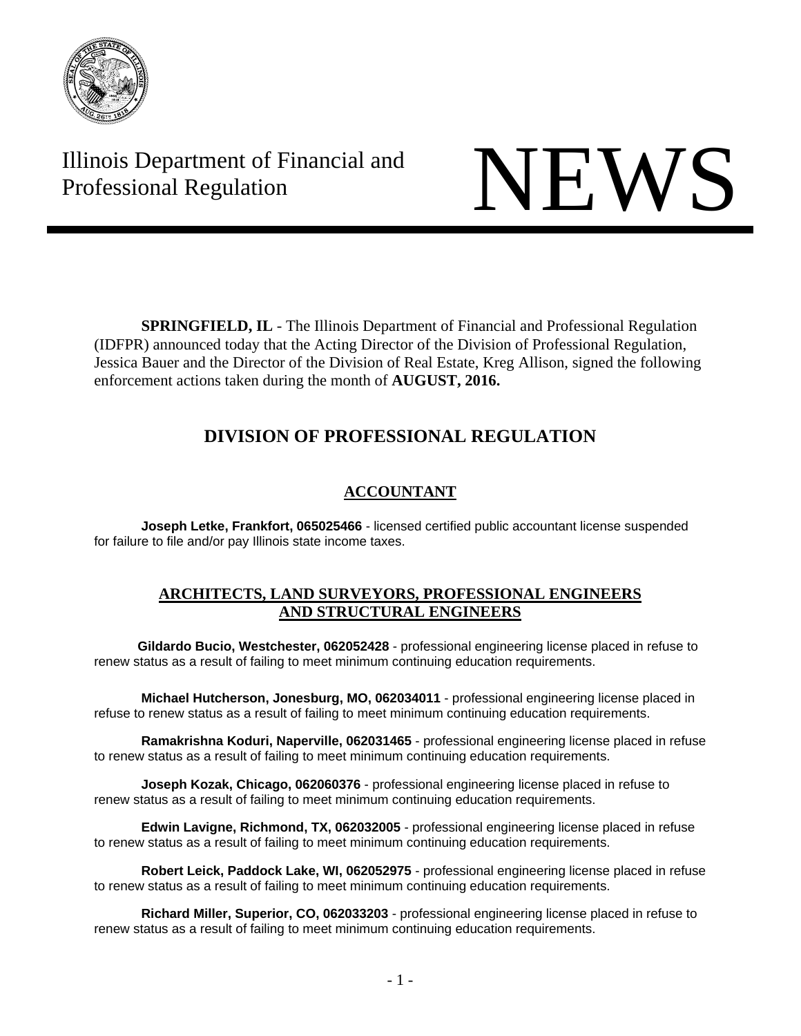Illinois Department of Financial and Professional Regulation

# NEWS

**SPRINGFIELD, IL** - The Illinois Department of Financial and Professional Regulation (IDFPR) announced today that the Acting Director of the Division of Professional Regulation, Jessica Bauer and the Director of the Division of Real Estate, Kreg Allison, signed the following enforcement actions taken during the month of **AUGUST, 2016.**

## DIVISION OF PROFESSIONAL REGULATION

### ACCOUNTANT

**Joseph Letke, Frankfort, 065025466** - licensed certified public accountant license suspended for failure to file and/or pay Illinois state income taxes.

### ARCHITECTS, LAND SURVEYORS, PROFESSIONAL ENGINEERS AND STRUCTURAL ENGINEERS

**Gildardo Bucio, Westchester, 062052428** - professional engineering license placed in refuse to renew status as a result of failing to meet minimum continuing education requirements.

**Michael Hutcherson, Jonesburg, MO, 062034011** - professional engineering license placed in refuse to renew status as a result of failing to meet minimum continuing education requirements.

**Ramakrishna Koduri, Naperville, 062031465** - professional engineering license placed in refuse to renew status as a result of failing to meet minimum continuing education requirements.

**Joseph Kozak, Chicago, 062060376** - professional engineering license placed in refuse to renew status as a result of failing to meet minimum continuing education requirements.

**Edwin Lavigne, Richmond, TX, 062032005** - professional engineering license placed in refuse to renew status as a result of failing to meet minimum continuing education requirements.

**Robert Leick, Paddock Lake, WI, 062052975** - professional engineering license placed in refuse to renew status as a result of failing to meet minimum continuing education requirements.

**Richard Miller, Superior, CO, 062033203** - professional engineering license placed in refuse to renew status as a result of failing to meet minimum continuing education requirements.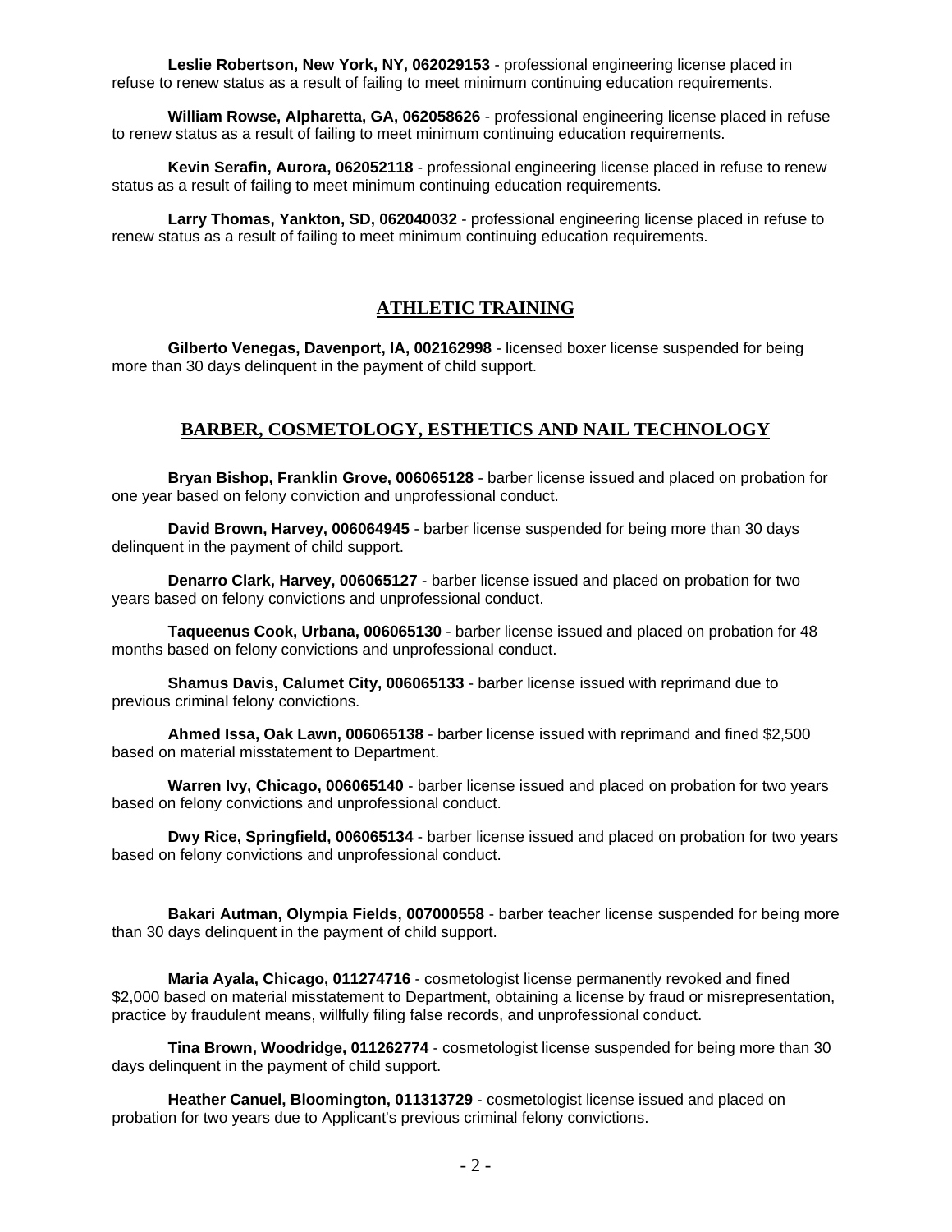**Leslie Robertson, New York, NY, 062029153** - professional engineering license placed in refuse to renew status as a result of failing to meet minimum continuing education requirements.

**William Rowse, Alpharetta, GA, 062058626** - professional engineering license placed in refuse to renew status as a result of failing to meet minimum continuing education requirements.

**Kevin Serafin, Aurora, 062052118** - professional engineering license placed in refuse to renew status as a result of failing to meet minimum continuing education requirements.

**Larry Thomas, Yankton, SD, 062040032** - professional engineering license placed in refuse to renew status as a result of failing to meet minimum continuing education requirements.

## ATHLETIC TRAINING

**Gilberto Venegas, Davenport, IA, 002162998** - licensed boxer license suspended for being more than 30 days delinquent in the payment of child support.

## BARBER, COSMETOLOGY, ESTHETICS AND NAIL TECHNOLOGY

**Bryan Bishop, Franklin Grove, 006065128** - barber license issued and placed on probation for one year based on felony conviction and unprofessional conduct.

**David Brown, Harvey, 006064945** - barber license suspended for being more than 30 days delinquent in the payment of child support.

**Denarro Clark, Harvey, 006065127** - barber license issued and placed on probation for two years based on felony convictions and unprofessional conduct.

**Taqueenus Cook, Urbana, 006065130** - barber license issued and placed on probation for 48 months based on felony convictions and unprofessional conduct.

**Shamus Davis, Calumet City, 006065133** - barber license issued with reprimand due to previous criminal felony convictions.

**Ahmed Issa, Oak Lawn, 006065138** - barber license issued with reprimand and fined $2,500 based on material misstatement to Department.

**Warren Ivy, Chicago, 006065140** - barber license issued and placed on probation for two years based on felony convictions and unprofessional conduct.

**Dwy Rice, Springfield, 006065134** - barber license issued and placed on probation for two years based on felony convictions and unprofessional conduct.

**Bakari Autman, Olympia Fields, 007000558** - barber teacher license suspended for being more than 30 days delinquent in the payment of child support.

**Maria Ayala, Chicago, 011274716** - cosmetologist license permanently revoked and fined $2,000 based on material misstatement to Department, obtaining a license by fraud or misrepresentation, practice by fraudulent means, willfully filing false records, and unprofessional conduct.

**Tina Brown, Woodridge, 011262774** - cosmetologist license suspended for being more than 30 days delinquent in the payment of child support.

**Heather Canuel, Bloomington, 011313729** - cosmetologist license issued and placed on probation for two years due to Applicant's previous criminal felony convictions.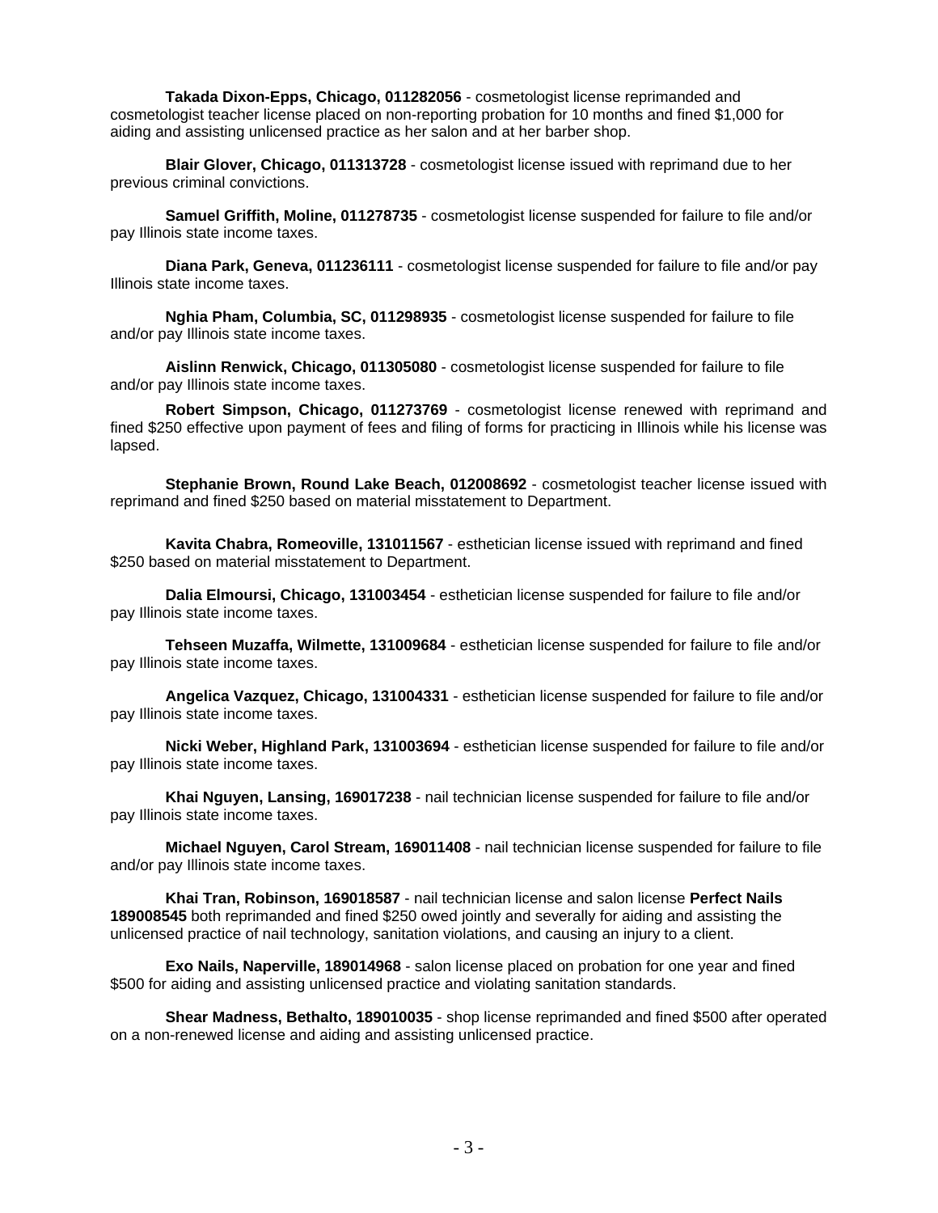**Takada Dixon-Epps, Chicago, 011282056** - cosmetologist license reprimanded and cosmetologist teacher license placed on non-reporting probation for 10 months and fined $1,000 for aiding and assisting unlicensed practice as her salon and at her barber shop.

**Blair Glover, Chicago, 011313728** - cosmetologist license issued with reprimand due to her previous criminal convictions.

**Samuel Griffith, Moline, 011278735** - cosmetologist license suspended for failure to file and/or pay Illinois state income taxes.

**Diana Park, Geneva, 011236111** - cosmetologist license suspended for failure to file and/or pay Illinois state income taxes.

**Nghia Pham, Columbia, SC, 011298935** - cosmetologist license suspended for failure to file and/or pay Illinois state income taxes.

**Aislinn Renwick, Chicago, 011305080** - cosmetologist license suspended for failure to file and/or pay Illinois state income taxes.

**Robert Simpson, Chicago, 011273769** - cosmetologist license renewed with reprimand and fined $250 effective upon payment of fees and filing of forms for practicing in Illinois while his license was lapsed.

**Stephanie Brown, Round Lake Beach, 012008692** - cosmetologist teacher license issued with reprimand and fined $250 based on material misstatement to Department.

**Kavita Chabra, Romeoville, 131011567** - esthetician license issued with reprimand and fined $250 based on material misstatement to Department.

**Dalia Elmoursi, Chicago, 131003454** - esthetician license suspended for failure to file and/or pay Illinois state income taxes.

**Tehseen Muzaffa, Wilmette, 131009684** - esthetician license suspended for failure to file and/or pay Illinois state income taxes.

**Angelica Vazquez, Chicago, 131004331** - esthetician license suspended for failure to file and/or pay Illinois state income taxes.

**Nicki Weber, Highland Park, 131003694** - esthetician license suspended for failure to file and/or pay Illinois state income taxes.

**Khai Nguyen, Lansing, 169017238** - nail technician license suspended for failure to file and/or pay Illinois state income taxes.

**Michael Nguyen, Carol Stream, 169011408** - nail technician license suspended for failure to file and/or pay Illinois state income taxes.

**Khai Tran, Robinson, 169018587** - nail technician license and salon license **Perfect Nails 189008545** both reprimanded and fined $250 owed jointly and severally for aiding and assisting the unlicensed practice of nail technology, sanitation violations, and causing an injury to a client.

**Exo Nails, Naperville, 189014968** - salon license placed on probation for one year and fined $500 for aiding and assisting unlicensed practice and violating sanitation standards.

**Shear Madness, Bethalto, 189010035** - shop license reprimanded and fined $500 after operated on a non-renewed license and aiding and assisting unlicensed practice.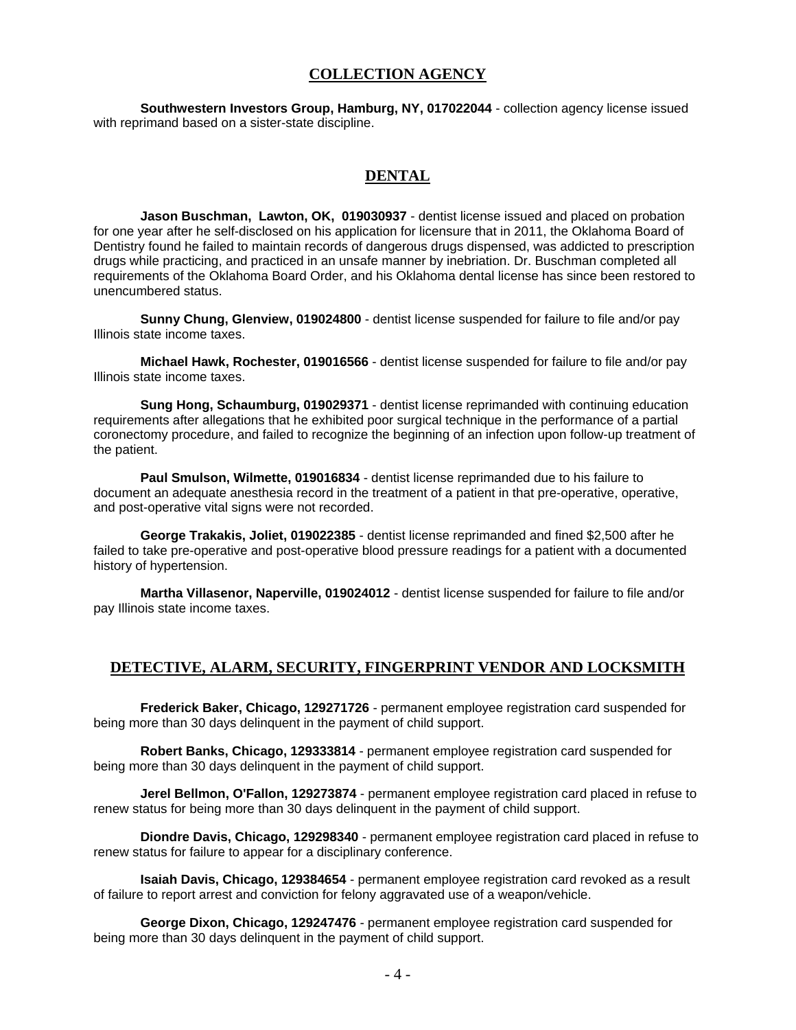## COLLECTION AGENCY

**Southwestern Investors Group, Hamburg, NY, 017022044** - collection agency license issued with reprimand based on a sister-state discipline.

## DENTAL

**Jason Buschman, Lawton, OK, 019030937** - dentist license issued and placed on probation for one year after he self-disclosed on his application for licensure that in 2011, the Oklahoma Board of Dentistry found he failed to maintain records of dangerous drugs dispensed, was addicted to prescription drugs while practicing, and practiced in an unsafe manner by inebriation. Dr. Buschman completed all requirements of the Oklahoma Board Order, and his Oklahoma dental license has since been restored to unencumbered status.

**Sunny Chung, Glenview, 019024800** - dentist license suspended for failure to file and/or pay Illinois state income taxes.

**Michael Hawk, Rochester, 019016566** - dentist license suspended for failure to file and/or pay Illinois state income taxes.

**Sung Hong, Schaumburg, 019029371** - dentist license reprimanded with continuing education requirements after allegations that he exhibited poor surgical technique in the performance of a partial coronectomy procedure, and failed to recognize the beginning of an infection upon follow-up treatment of the patient.

**Paul Smulson, Wilmette, 019016834** - dentist license reprimanded due to his failure to document an adequate anesthesia record in the treatment of a patient in that pre-operative, operative, and post-operative vital signs were not recorded.

**George Trakakis, Joliet, 019022385** - dentist license reprimanded and fined $2,500 after he failed to take pre-operative and post-operative blood pressure readings for a patient with a documented history of hypertension.

**Martha Villasenor, Naperville, 019024012** - dentist license suspended for failure to file and/or pay Illinois state income taxes.

## DETECTIVE, ALARM, SECURITY, FINGERPRINT VENDOR AND LOCKSMITH

**Frederick Baker, Chicago, 129271726** - permanent employee registration card suspended for being more than 30 days delinquent in the payment of child support.

**Robert Banks, Chicago, 129333814** - permanent employee registration card suspended for being more than 30 days delinquent in the payment of child support.

**Jerel Bellmon, O'Fallon, 129273874** - permanent employee registration card placed in refuse to renew status for being more than 30 days delinquent in the payment of child support.

**Diondre Davis, Chicago, 129298340** - permanent employee registration card placed in refuse to renew status for failure to appear for a disciplinary conference.

**Isaiah Davis, Chicago, 129384654** - permanent employee registration card revoked as a result of failure to report arrest and conviction for felony aggravated use of a weapon/vehicle.

**George Dixon, Chicago, 129247476** - permanent employee registration card suspended for being more than 30 days delinquent in the payment of child support.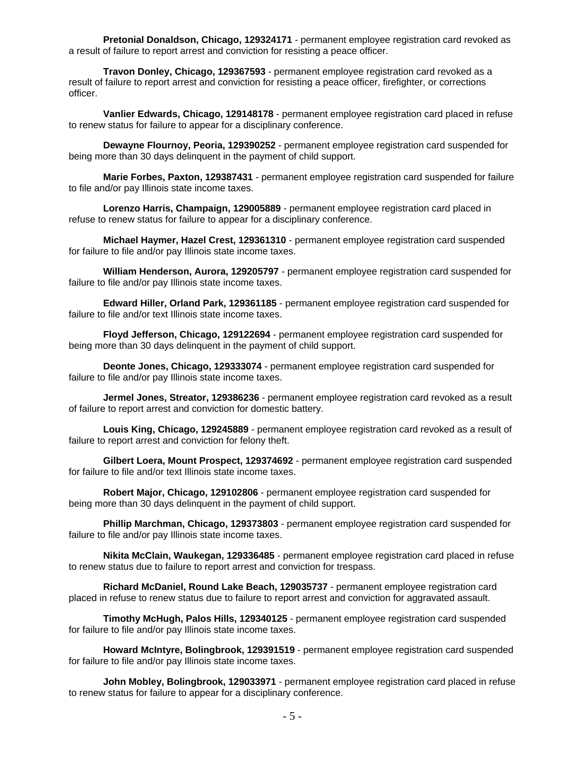**Pretonial Donaldson, Chicago, 129324171** - permanent employee registration card revoked as a result of failure to report arrest and conviction for resisting a peace officer.

**Travon Donley, Chicago, 129367593** - permanent employee registration card revoked as a result of failure to report arrest and conviction for resisting a peace officer, firefighter, or corrections officer.

**Vanlier Edwards, Chicago, 129148178** - permanent employee registration card placed in refuse to renew status for failure to appear for a disciplinary conference.

**Dewayne Flournoy, Peoria, 129390252** - permanent employee registration card suspended for being more than 30 days delinquent in the payment of child support.

**Marie Forbes, Paxton, 129387431** - permanent employee registration card suspended for failure to file and/or pay Illinois state income taxes.

**Lorenzo Harris, Champaign, 129005889** - permanent employee registration card placed in refuse to renew status for failure to appear for a disciplinary conference.

**Michael Haymer, Hazel Crest, 129361310** - permanent employee registration card suspended for failure to file and/or pay Illinois state income taxes.

**William Henderson, Aurora, 129205797** - permanent employee registration card suspended for failure to file and/or pay Illinois state income taxes.

**Edward Hiller, Orland Park, 129361185** - permanent employee registration card suspended for failure to file and/or text Illinois state income taxes.

**Floyd Jefferson, Chicago, 129122694** - permanent employee registration card suspended for being more than 30 days delinquent in the payment of child support.

**Deonte Jones, Chicago, 129333074** - permanent employee registration card suspended for failure to file and/or pay Illinois state income taxes.

**Jermel Jones, Streator, 129386236** - permanent employee registration card revoked as a result of failure to report arrest and conviction for domestic battery.

**Louis King, Chicago, 129245889** - permanent employee registration card revoked as a result of failure to report arrest and conviction for felony theft.

**Gilbert Loera, Mount Prospect, 129374692** - permanent employee registration card suspended for failure to file and/or text Illinois state income taxes.

**Robert Major, Chicago, 129102806** - permanent employee registration card suspended for being more than 30 days delinquent in the payment of child support.

**Phillip Marchman, Chicago, 129373803** - permanent employee registration card suspended for failure to file and/or pay Illinois state income taxes.

**Nikita McClain, Waukegan, 129336485** - permanent employee registration card placed in refuse to renew status due to failure to report arrest and conviction for trespass.

**Richard McDaniel, Round Lake Beach, 129035737** - permanent employee registration card placed in refuse to renew status due to failure to report arrest and conviction for aggravated assault.

**Timothy McHugh, Palos Hills, 129340125** - permanent employee registration card suspended for failure to file and/or pay Illinois state income taxes.

**Howard McIntyre, Bolingbrook, 129391519** - permanent employee registration card suspended for failure to file and/or pay Illinois state income taxes.

**John Mobley, Bolingbrook, 129033971** - permanent employee registration card placed in refuse to renew status for failure to appear for a disciplinary conference.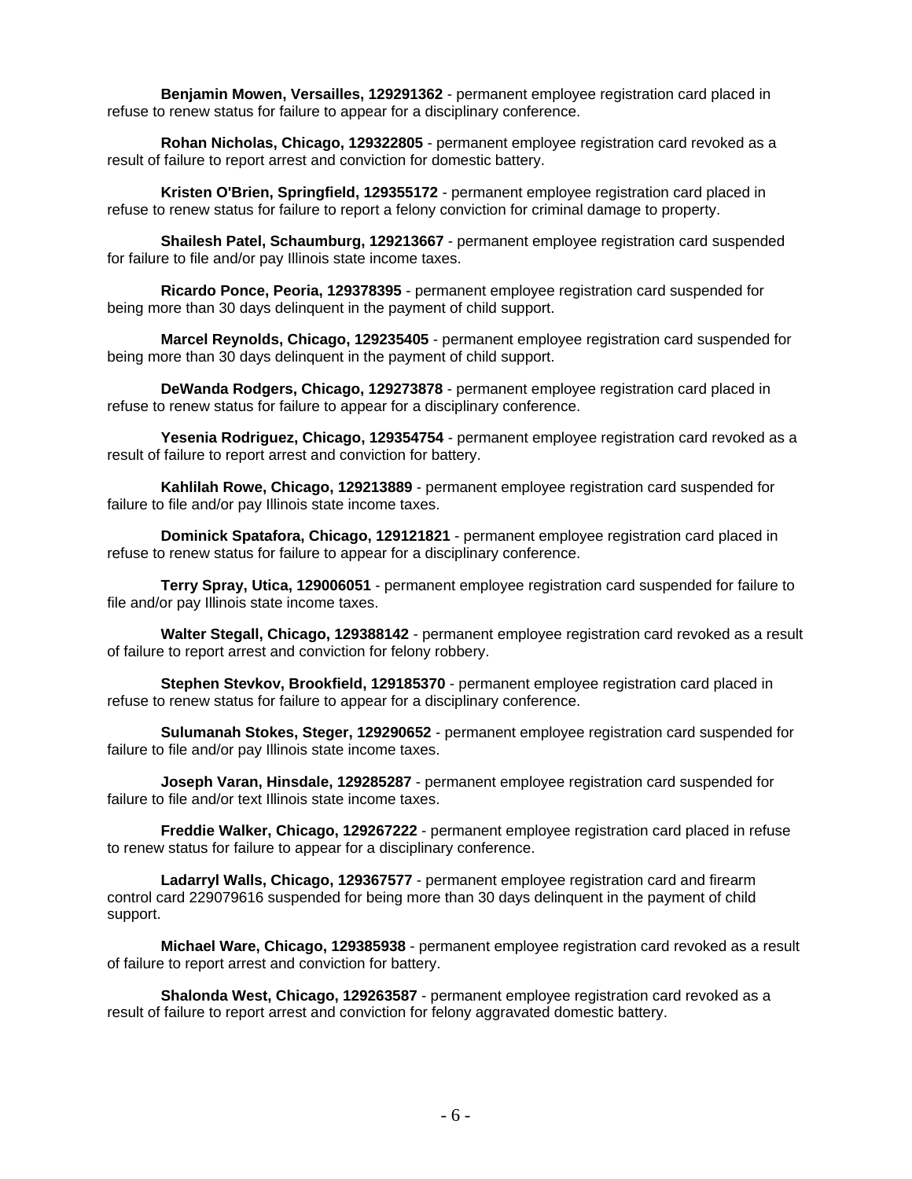**Benjamin Mowen, Versailles, 129291362** - permanent employee registration card placed in refuse to renew status for failure to appear for a disciplinary conference.

**Rohan Nicholas, Chicago, 129322805** - permanent employee registration card revoked as a result of failure to report arrest and conviction for domestic battery.

**Kristen O'Brien, Springfield, 129355172** - permanent employee registration card placed in refuse to renew status for failure to report a felony conviction for criminal damage to property.

**Shailesh Patel, Schaumburg, 129213667** - permanent employee registration card suspended for failure to file and/or pay Illinois state income taxes.

**Ricardo Ponce, Peoria, 129378395** - permanent employee registration card suspended for being more than 30 days delinquent in the payment of child support.

**Marcel Reynolds, Chicago, 129235405** - permanent employee registration card suspended for being more than 30 days delinquent in the payment of child support.

**DeWanda Rodgers, Chicago, 129273878** - permanent employee registration card placed in refuse to renew status for failure to appear for a disciplinary conference.

**Yesenia Rodriguez, Chicago, 129354754** - permanent employee registration card revoked as a result of failure to report arrest and conviction for battery.

**Kahlilah Rowe, Chicago, 129213889** - permanent employee registration card suspended for failure to file and/or pay Illinois state income taxes.

**Dominick Spatafora, Chicago, 129121821** - permanent employee registration card placed in refuse to renew status for failure to appear for a disciplinary conference.

**Terry Spray, Utica, 129006051** - permanent employee registration card suspended for failure to file and/or pay Illinois state income taxes.

**Walter Stegall, Chicago, 129388142** - permanent employee registration card revoked as a result of failure to report arrest and conviction for felony robbery.

**Stephen Stevkov, Brookfield, 129185370** - permanent employee registration card placed in refuse to renew status for failure to appear for a disciplinary conference.

**Sulumanah Stokes, Steger, 129290652** - permanent employee registration card suspended for failure to file and/or pay Illinois state income taxes.

**Joseph Varan, Hinsdale, 129285287** - permanent employee registration card suspended for failure to file and/or text Illinois state income taxes.

**Freddie Walker, Chicago, 129267222** - permanent employee registration card placed in refuse to renew status for failure to appear for a disciplinary conference.

**Ladarryl Walls, Chicago, 129367577** - permanent employee registration card and firearm control card 229079616 suspended for being more than 30 days delinquent in the payment of child support.

**Michael Ware, Chicago, 129385938** - permanent employee registration card revoked as a result of failure to report arrest and conviction for battery.

**Shalonda West, Chicago, 129263587** - permanent employee registration card revoked as a result of failure to report arrest and conviction for felony aggravated domestic battery.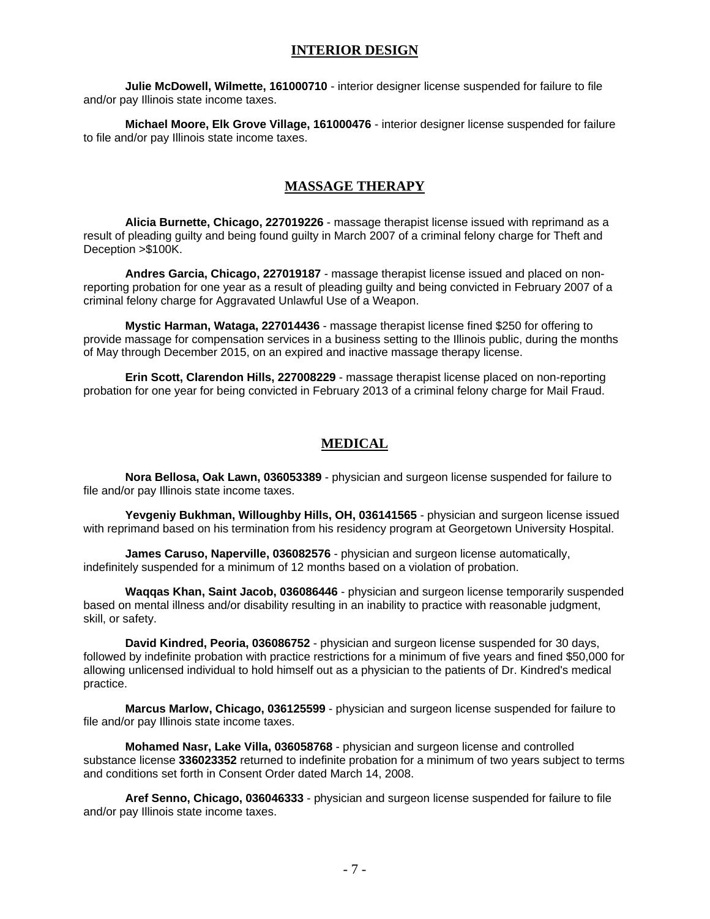## INTERIOR DESIGN

**Julie McDowell, Wilmette, 161000710** - interior designer license suspended for failure to file and/or pay Illinois state income taxes.

**Michael Moore, Elk Grove Village, 161000476** - interior designer license suspended for failure to file and/or pay Illinois state income taxes.

## MASSAGE THERAPY

**Alicia Burnette, Chicago, 227019226** - massage therapist license issued with reprimand as a result of pleading guilty and being found guilty in March 2007 of a criminal felony charge for Theft and Deception >$100K.

**Andres Garcia, Chicago, 227019187** - massage therapist license issued and placed on non-reporting probation for one year as a result of pleading guilty and being convicted in February 2007 of a criminal felony charge for Aggravated Unlawful Use of a Weapon.

**Mystic Harman, Wataga, 227014436** - massage therapist license fined $250 for offering to provide massage for compensation services in a business setting to the Illinois public, during the months of May through December 2015, on an expired and inactive massage therapy license.

**Erin Scott, Clarendon Hills, 227008229** - massage therapist license placed on non-reporting probation for one year for being convicted in February 2013 of a criminal felony charge for Mail Fraud.

## MEDICAL

**Nora Bellosa, Oak Lawn, 036053389** - physician and surgeon license suspended for failure to file and/or pay Illinois state income taxes.

**Yevgeniy Bukhman, Willoughby Hills, OH, 036141565** - physician and surgeon license issued with reprimand based on his termination from his residency program at Georgetown University Hospital.

**James Caruso, Naperville, 036082576** - physician and surgeon license automatically, indefinitely suspended for a minimum of 12 months based on a violation of probation.

**Waqqas Khan, Saint Jacob, 036086446** - physician and surgeon license temporarily suspended based on mental illness and/or disability resulting in an inability to practice with reasonable judgment, skill, or safety.

**David Kindred, Peoria, 036086752** - physician and surgeon license suspended for 30 days, followed by indefinite probation with practice restrictions for a minimum of five years and fined $50,000 for allowing unlicensed individual to hold himself out as a physician to the patients of Dr. Kindred's medical practice.

**Marcus Marlow, Chicago, 036125599** - physician and surgeon license suspended for failure to file and/or pay Illinois state income taxes.

**Mohamed Nasr, Lake Villa, 036058768** - physician and surgeon license and controlled substance license **336023352** returned to indefinite probation for a minimum of two years subject to terms and conditions set forth in Consent Order dated March 14, 2008.

**Aref Senno, Chicago, 036046333** - physician and surgeon license suspended for failure to file and/or pay Illinois state income taxes.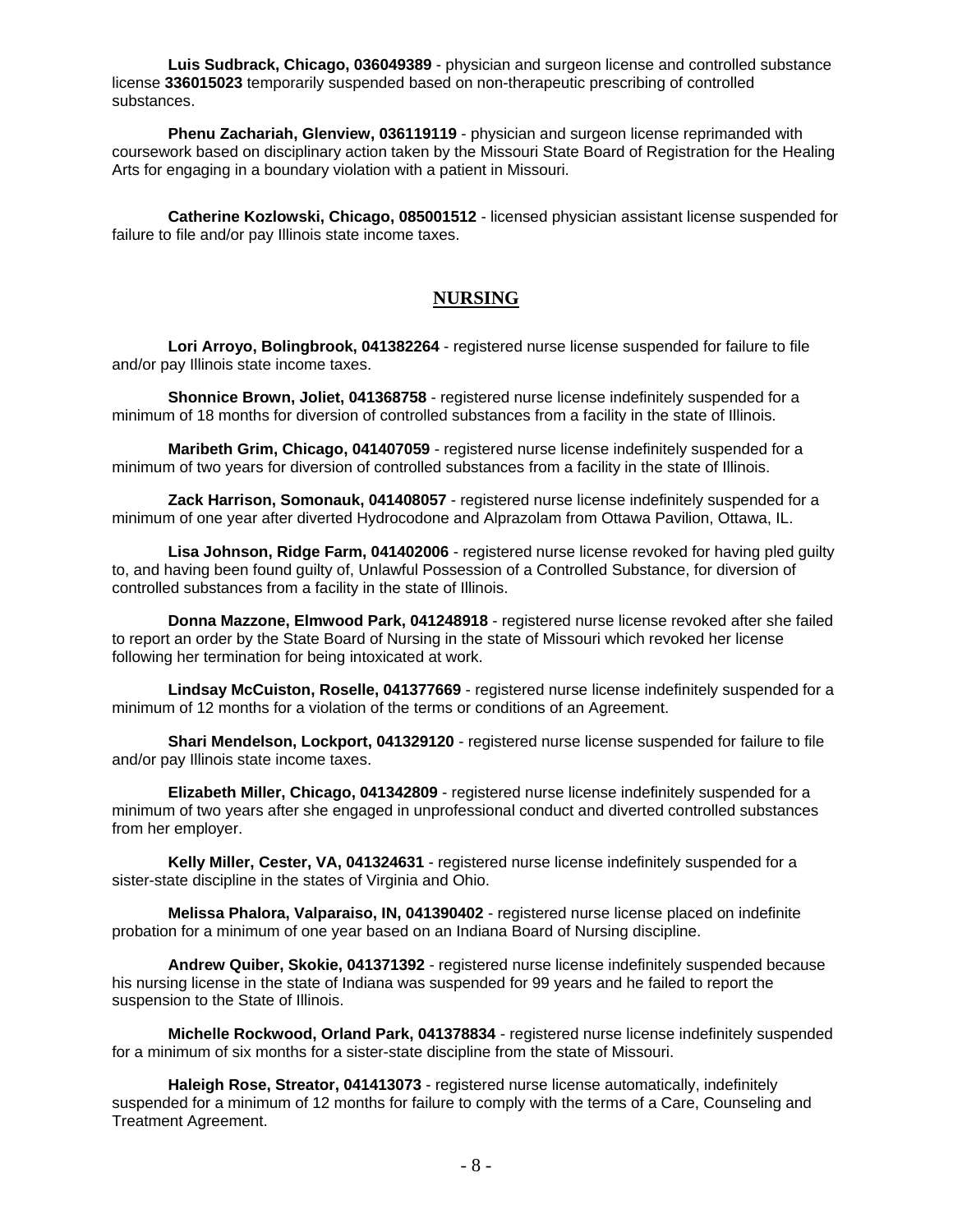**Luis Sudbrack, Chicago, 036049389** - physician and surgeon license and controlled substance license **336015023** temporarily suspended based on non-therapeutic prescribing of controlled substances.

**Phenu Zachariah, Glenview, 036119119** - physician and surgeon license reprimanded with coursework based on disciplinary action taken by the Missouri State Board of Registration for the Healing Arts for engaging in a boundary violation with a patient in Missouri.

**Catherine Kozlowski, Chicago, 085001512** - licensed physician assistant license suspended for failure to file and/or pay Illinois state income taxes.

## NURSING

**Lori Arroyo, Bolingbrook, 041382264** - registered nurse license suspended for failure to file and/or pay Illinois state income taxes.

**Shonnice Brown, Joliet, 041368758** - registered nurse license indefinitely suspended for a minimum of 18 months for diversion of controlled substances from a facility in the state of Illinois.

**Maribeth Grim, Chicago, 041407059** - registered nurse license indefinitely suspended for a minimum of two years for diversion of controlled substances from a facility in the state of Illinois.

**Zack Harrison, Somonauk, 041408057** - registered nurse license indefinitely suspended for a minimum of one year after diverted Hydrocodone and Alprazolam from Ottawa Pavilion, Ottawa, IL.

**Lisa Johnson, Ridge Farm, 041402006** - registered nurse license revoked for having pled guilty to, and having been found guilty of, Unlawful Possession of a Controlled Substance, for diversion of controlled substances from a facility in the state of Illinois.

**Donna Mazzone, Elmwood Park, 041248918** - registered nurse license revoked after she failed to report an order by the State Board of Nursing in the state of Missouri which revoked her license following her termination for being intoxicated at work.

**Lindsay McCuiston, Roselle, 041377669** - registered nurse license indefinitely suspended for a minimum of 12 months for a violation of the terms or conditions of an Agreement.

**Shari Mendelson, Lockport, 041329120** - registered nurse license suspended for failure to file and/or pay Illinois state income taxes.

**Elizabeth Miller, Chicago, 041342809** - registered nurse license indefinitely suspended for a minimum of two years after she engaged in unprofessional conduct and diverted controlled substances from her employer.

**Kelly Miller, Cester, VA, 041324631** - registered nurse license indefinitely suspended for a sister-state discipline in the states of Virginia and Ohio.

**Melissa Phalora, Valparaiso, IN, 041390402** - registered nurse license placed on indefinite probation for a minimum of one year based on an Indiana Board of Nursing discipline.

**Andrew Quiber, Skokie, 041371392** - registered nurse license indefinitely suspended because his nursing license in the state of Indiana was suspended for 99 years and he failed to report the suspension to the State of Illinois.

**Michelle Rockwood, Orland Park, 041378834** - registered nurse license indefinitely suspended for a minimum of six months for a sister-state discipline from the state of Missouri.

**Haleigh Rose, Streator, 041413073** - registered nurse license automatically, indefinitely suspended for a minimum of 12 months for failure to comply with the terms of a Care, Counseling and Treatment Agreement.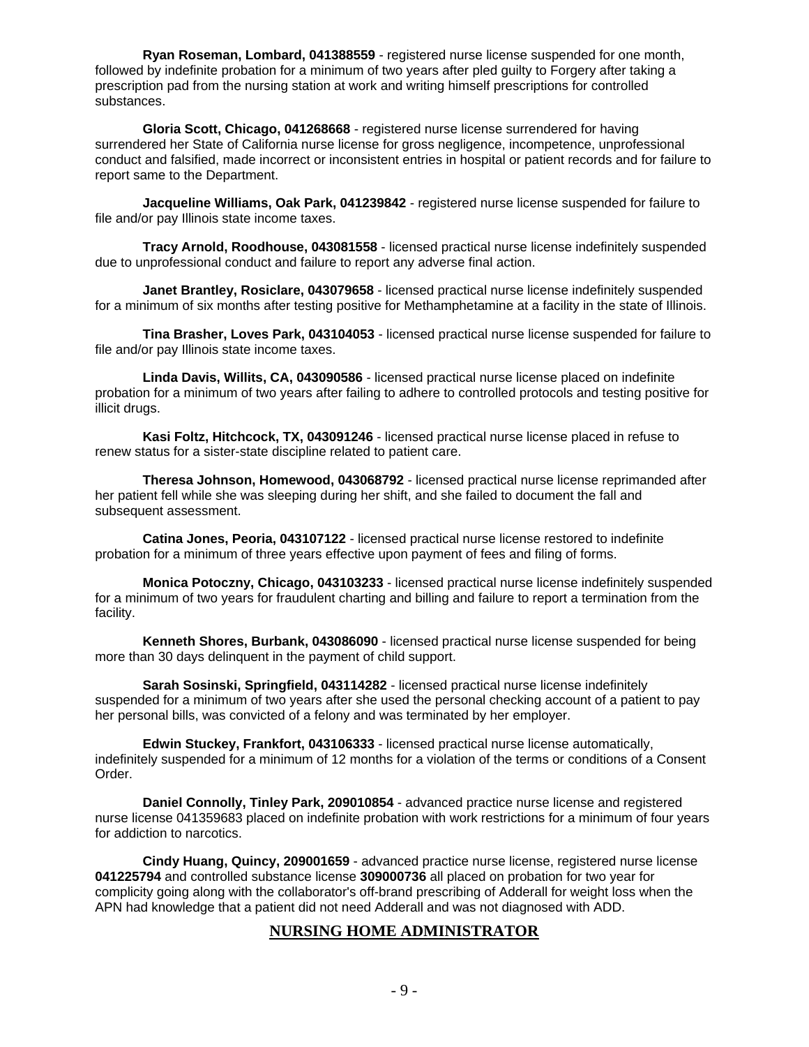**Ryan Roseman, Lombard, 041388559** - registered nurse license suspended for one month, followed by indefinite probation for a minimum of two years after pled guilty to Forgery after taking a prescription pad from the nursing station at work and writing himself prescriptions for controlled substances.

**Gloria Scott, Chicago, 041268668** - registered nurse license surrendered for having surrendered her State of California nurse license for gross negligence, incompetence, unprofessional conduct and falsified, made incorrect or inconsistent entries in hospital or patient records and for failure to report same to the Department.

**Jacqueline Williams, Oak Park, 041239842** - registered nurse license suspended for failure to file and/or pay Illinois state income taxes.

**Tracy Arnold, Roodhouse, 043081558** - licensed practical nurse license indefinitely suspended due to unprofessional conduct and failure to report any adverse final action.

**Janet Brantley, Rosiclare, 043079658** - licensed practical nurse license indefinitely suspended for a minimum of six months after testing positive for Methamphetamine at a facility in the state of Illinois.

**Tina Brasher, Loves Park, 043104053** - licensed practical nurse license suspended for failure to file and/or pay Illinois state income taxes.

**Linda Davis, Willits, CA, 043090586** - licensed practical nurse license placed on indefinite probation for a minimum of two years after failing to adhere to controlled protocols and testing positive for illicit drugs.

**Kasi Foltz, Hitchcock, TX, 043091246** - licensed practical nurse license placed in refuse to renew status for a sister-state discipline related to patient care.

**Theresa Johnson, Homewood, 043068792** - licensed practical nurse license reprimanded after her patient fell while she was sleeping during her shift, and she failed to document the fall and subsequent assessment.

**Catina Jones, Peoria, 043107122** - licensed practical nurse license restored to indefinite probation for a minimum of three years effective upon payment of fees and filing of forms.

**Monica Potoczny, Chicago, 043103233** - licensed practical nurse license indefinitely suspended for a minimum of two years for fraudulent charting and billing and failure to report a termination from the facility.

**Kenneth Shores, Burbank, 043086090** - licensed practical nurse license suspended for being more than 30 days delinquent in the payment of child support.

**Sarah Sosinski, Springfield, 043114282** - licensed practical nurse license indefinitely suspended for a minimum of two years after she used the personal checking account of a patient to pay her personal bills, was convicted of a felony and was terminated by her employer.

**Edwin Stuckey, Frankfort, 043106333** - licensed practical nurse license automatically, indefinitely suspended for a minimum of 12 months for a violation of the terms or conditions of a Consent Order.

**Daniel Connolly, Tinley Park, 209010854** - advanced practice nurse license and registered nurse license 041359683 placed on indefinite probation with work restrictions for a minimum of four years for addiction to narcotics.

**Cindy Huang, Quincy, 209001659** - advanced practice nurse license, registered nurse license **041225794** and controlled substance license **309000736** all placed on probation for two year for complicity going along with the collaborator's off-brand prescribing of Adderall for weight loss when the APN had knowledge that a patient did not need Adderall and was not diagnosed with ADD.

## NURSING HOME ADMINISTRATOR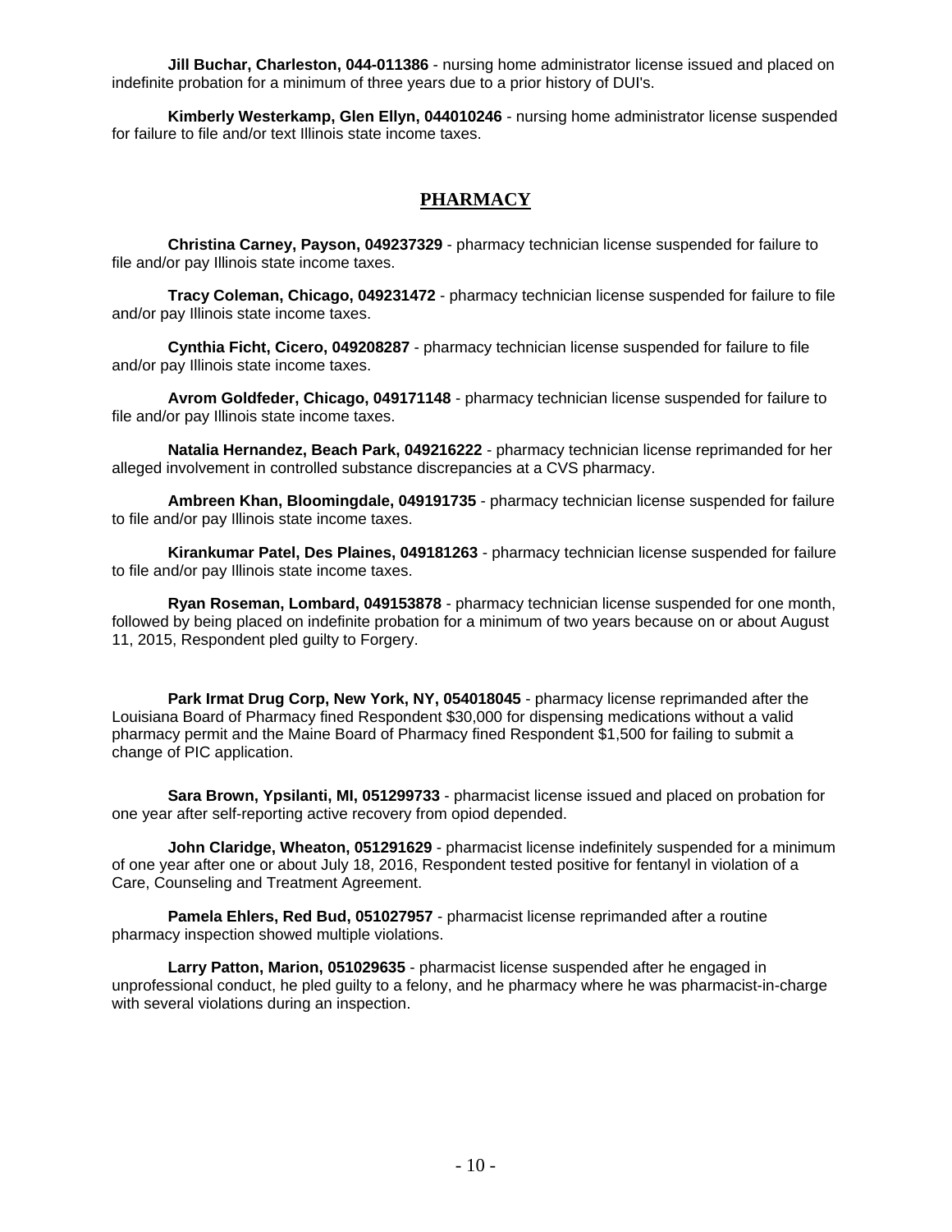**Jill Buchar, Charleston, 044-011386** - nursing home administrator license issued and placed on indefinite probation for a minimum of three years due to a prior history of DUI's.

**Kimberly Westerkamp, Glen Ellyn, 044010246** - nursing home administrator license suspended for failure to file and/or text Illinois state income taxes.

## PHARMACY

**Christina Carney, Payson, 049237329** - pharmacy technician license suspended for failure to file and/or pay Illinois state income taxes.

**Tracy Coleman, Chicago, 049231472** - pharmacy technician license suspended for failure to file and/or pay Illinois state income taxes.

**Cynthia Ficht, Cicero, 049208287** - pharmacy technician license suspended for failure to file and/or pay Illinois state income taxes.

**Avrom Goldfeder, Chicago, 049171148** - pharmacy technician license suspended for failure to file and/or pay Illinois state income taxes.

**Natalia Hernandez, Beach Park, 049216222** - pharmacy technician license reprimanded for her alleged involvement in controlled substance discrepancies at a CVS pharmacy.

**Ambreen Khan, Bloomingdale, 049191735** - pharmacy technician license suspended for failure to file and/or pay Illinois state income taxes.

**Kirankumar Patel, Des Plaines, 049181263** - pharmacy technician license suspended for failure to file and/or pay Illinois state income taxes.

**Ryan Roseman, Lombard, 049153878** - pharmacy technician license suspended for one month, followed by being placed on indefinite probation for a minimum of two years because on or about August 11, 2015, Respondent pled guilty to Forgery.

**Park Irmat Drug Corp, New York, NY, 054018045** - pharmacy license reprimanded after the Louisiana Board of Pharmacy fined Respondent $30,000 for dispensing medications without a valid pharmacy permit and the Maine Board of Pharmacy fined Respondent $1,500 for failing to submit a change of PIC application.

**Sara Brown, Ypsilanti, MI, 051299733** - pharmacist license issued and placed on probation for one year after self-reporting active recovery from opiod depended.

**John Claridge, Wheaton, 051291629** - pharmacist license indefinitely suspended for a minimum of one year after one or about July 18, 2016, Respondent tested positive for fentanyl in violation of a Care, Counseling and Treatment Agreement.

**Pamela Ehlers, Red Bud, 051027957** - pharmacist license reprimanded after a routine pharmacy inspection showed multiple violations.

**Larry Patton, Marion, 051029635** - pharmacist license suspended after he engaged in unprofessional conduct, he pled guilty to a felony, and he pharmacy where he was pharmacist-in-charge with several violations during an inspection.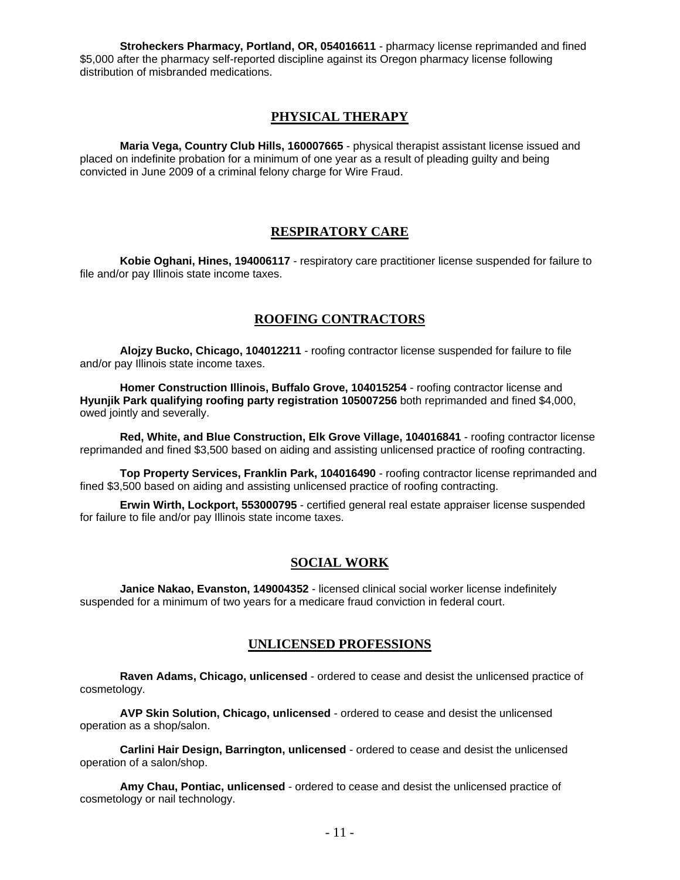**Stroheckers Pharmacy, Portland, OR, 054016611** - pharmacy license reprimanded and fined $5,000 after the pharmacy self-reported discipline against its Oregon pharmacy license following distribution of misbranded medications.

## PHYSICAL THERAPY

**Maria Vega, Country Club Hills, 160007665** - physical therapist assistant license issued and placed on indefinite probation for a minimum of one year as a result of pleading guilty and being convicted in June 2009 of a criminal felony charge for Wire Fraud.

## RESPIRATORY CARE

**Kobie Oghani, Hines, 194006117** - respiratory care practitioner license suspended for failure to file and/or pay Illinois state income taxes.

## ROOFING CONTRACTORS

**Alojzy Bucko, Chicago, 104012211** - roofing contractor license suspended for failure to file and/or pay Illinois state income taxes.

**Homer Construction Illinois, Buffalo Grove, 104015254** - roofing contractor license and **Hyunjik Park qualifying roofing party registration 105007256** both reprimanded and fined $4,000, owed jointly and severally.

**Red, White, and Blue Construction, Elk Grove Village, 104016841** - roofing contractor license reprimanded and fined $3,500 based on aiding and assisting unlicensed practice of roofing contracting.

**Top Property Services, Franklin Park, 104016490** - roofing contractor license reprimanded and fined $3,500 based on aiding and assisting unlicensed practice of roofing contracting.

**Erwin Wirth, Lockport, 553000795** - certified general real estate appraiser license suspended for failure to file and/or pay Illinois state income taxes.

## SOCIAL WORK

**Janice Nakao, Evanston, 149004352** - licensed clinical social worker license indefinitely suspended for a minimum of two years for a medicare fraud conviction in federal court.

## UNLICENSED PROFESSIONS

**Raven Adams, Chicago, unlicensed** - ordered to cease and desist the unlicensed practice of cosmetology.

**AVP Skin Solution, Chicago, unlicensed** - ordered to cease and desist the unlicensed operation as a shop/salon.

**Carlini Hair Design, Barrington, unlicensed** - ordered to cease and desist the unlicensed operation of a salon/shop.

**Amy Chau, Pontiac, unlicensed** - ordered to cease and desist the unlicensed practice of cosmetology or nail technology.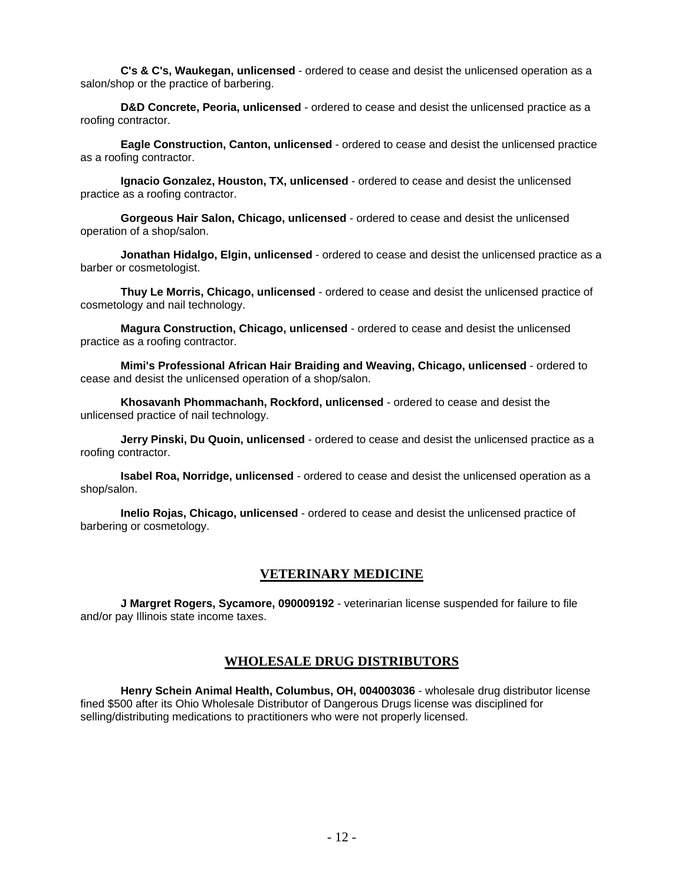**C's & C's, Waukegan, unlicensed** - ordered to cease and desist the unlicensed operation as a salon/shop or the practice of barbering.

**D&D Concrete, Peoria, unlicensed** - ordered to cease and desist the unlicensed practice as a roofing contractor.

**Eagle Construction, Canton, unlicensed** - ordered to cease and desist the unlicensed practice as a roofing contractor.

**Ignacio Gonzalez, Houston, TX, unlicensed** - ordered to cease and desist the unlicensed practice as a roofing contractor.

**Gorgeous Hair Salon, Chicago, unlicensed** - ordered to cease and desist the unlicensed operation of a shop/salon.

**Jonathan Hidalgo, Elgin, unlicensed** - ordered to cease and desist the unlicensed practice as a barber or cosmetologist.

**Thuy Le Morris, Chicago, unlicensed** - ordered to cease and desist the unlicensed practice of cosmetology and nail technology.

**Magura Construction, Chicago, unlicensed** - ordered to cease and desist the unlicensed practice as a roofing contractor.

**Mimi's Professional African Hair Braiding and Weaving, Chicago, unlicensed** - ordered to cease and desist the unlicensed operation of a shop/salon.

**Khosavanh Phommachanh, Rockford, unlicensed** - ordered to cease and desist the unlicensed practice of nail technology.

**Jerry Pinski, Du Quoin, unlicensed** - ordered to cease and desist the unlicensed practice as a roofing contractor.

**Isabel Roa, Norridge, unlicensed** - ordered to cease and desist the unlicensed operation as a shop/salon.

**Inelio Rojas, Chicago, unlicensed** - ordered to cease and desist the unlicensed practice of barbering or cosmetology.

## VETERINARY MEDICINE

**J Margret Rogers, Sycamore, 090009192** - veterinarian license suspended for failure to file and/or pay Illinois state income taxes.

## WHOLESALE DRUG DISTRIBUTORS

**Henry Schein Animal Health, Columbus, OH, 004003036** - wholesale drug distributor license fined $500 after its Ohio Wholesale Distributor of Dangerous Drugs license was disciplined for selling/distributing medications to practitioners who were not properly licensed.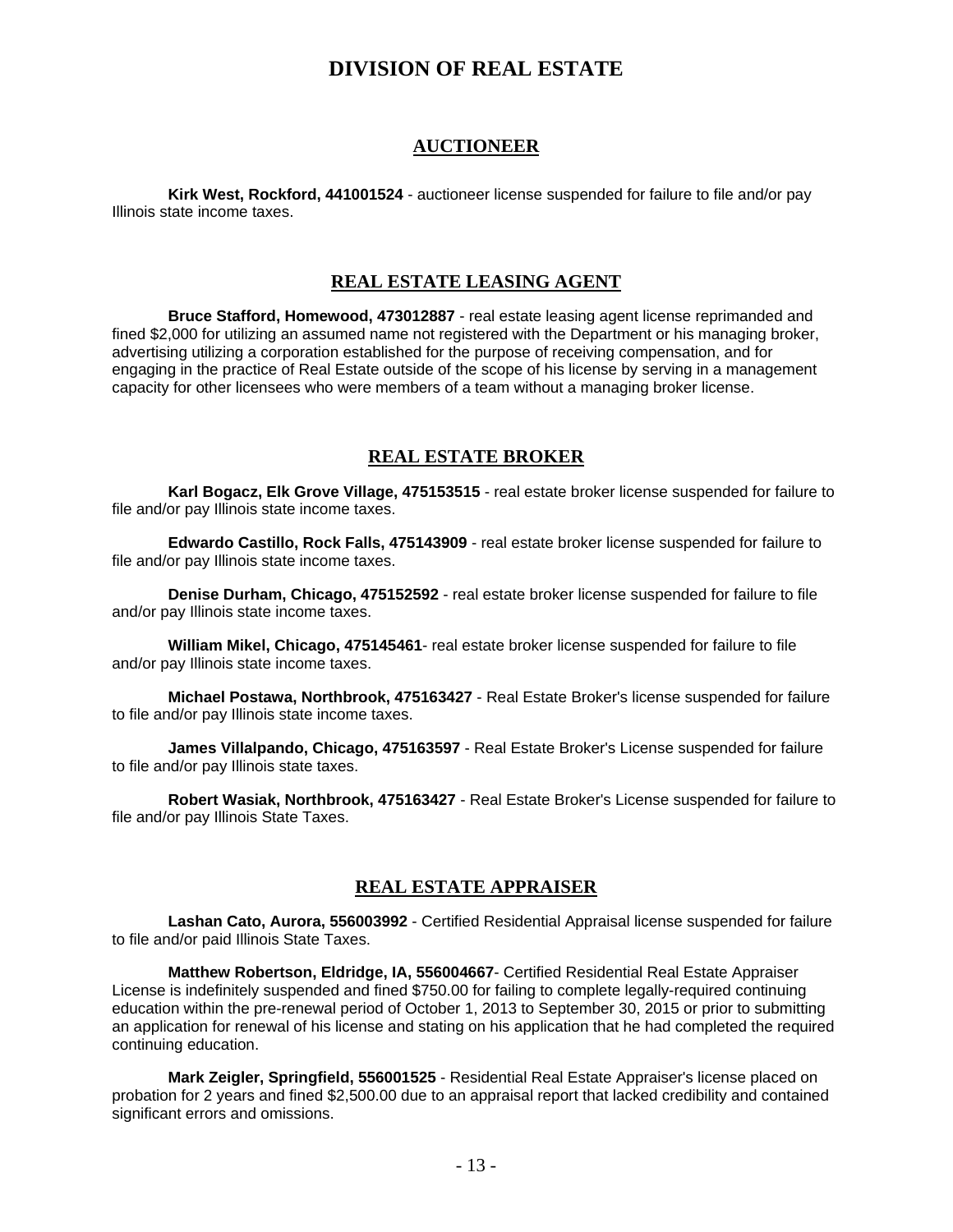# DIVISION OF REAL ESTATE

## AUCTIONEER

**Kirk West, Rockford, 441001524** - auctioneer license suspended for failure to file and/or pay Illinois state income taxes.

## REAL ESTATE LEASING AGENT

**Bruce Stafford, Homewood, 473012887** - real estate leasing agent license reprimanded and fined $2,000 for utilizing an assumed name not registered with the Department or his managing broker, advertising utilizing a corporation established for the purpose of receiving compensation, and for engaging in the practice of Real Estate outside of the scope of his license by serving in a management capacity for other licensees who were members of a team without a managing broker license.

## REAL ESTATE BROKER

**Karl Bogacz, Elk Grove Village, 475153515** - real estate broker license suspended for failure to file and/or pay Illinois state income taxes.

**Edwardo Castillo, Rock Falls, 475143909** - real estate broker license suspended for failure to file and/or pay Illinois state income taxes.

**Denise Durham, Chicago, 475152592** - real estate broker license suspended for failure to file and/or pay Illinois state income taxes.

**William Mikel, Chicago, 475145461**- real estate broker license suspended for failure to file and/or pay Illinois state income taxes.

**Michael Postawa, Northbrook, 475163427** - Real Estate Broker's license suspended for failure to file and/or pay Illinois state income taxes.

**James Villalpando, Chicago, 475163597** - Real Estate Broker's License suspended for failure to file and/or pay Illinois state taxes.

**Robert Wasiak, Northbrook, 475163427** - Real Estate Broker's License suspended for failure to file and/or pay Illinois State Taxes.

## REAL ESTATE APPRAISER

**Lashan Cato, Aurora, 556003992** - Certified Residential Appraisal license suspended for failure to file and/or paid Illinois State Taxes.

**Matthew Robertson, Eldridge, IA, 556004667**- Certified Residential Real Estate Appraiser License is indefinitely suspended and fined $750.00 for failing to complete legally-required continuing education within the pre-renewal period of October 1, 2013 to September 30, 2015 or prior to submitting an application for renewal of his license and stating on his application that he had completed the required continuing education.

**Mark Zeigler, Springfield, 556001525** - Residential Real Estate Appraiser's license placed on probation for 2 years and fined $2,500.00 due to an appraisal report that lacked credibility and contained significant errors and omissions.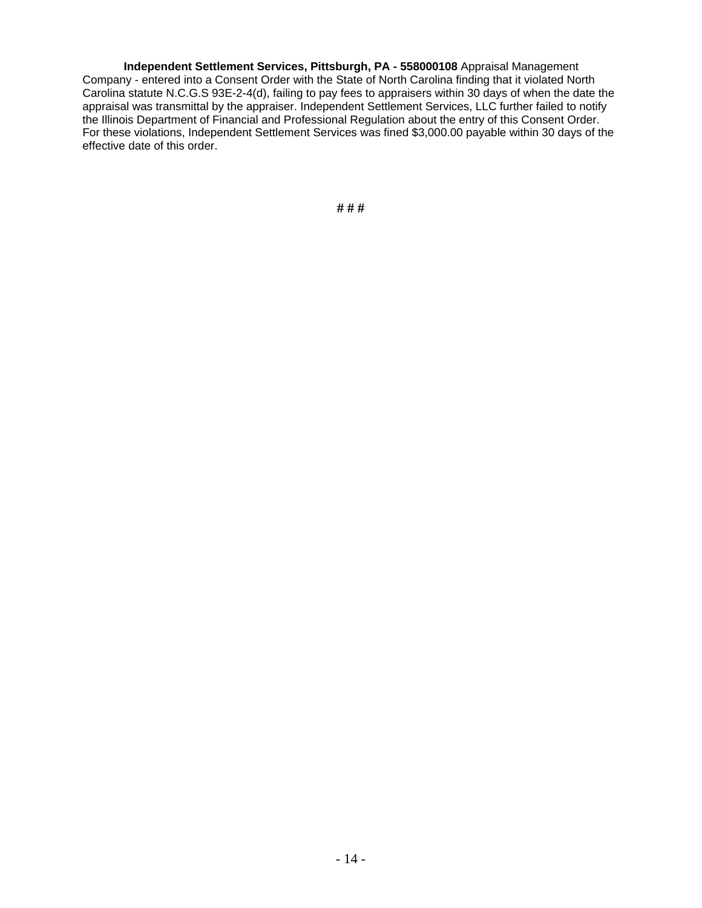**Independent Settlement Services, Pittsburgh, PA - 558000108** Appraisal Management Company - entered into a Consent Order with the State of North Carolina finding that it violated North Carolina statute N.C.G.S 93E-2-4(d), failing to pay fees to appraisers within 30 days of when the date the appraisal was transmittal by the appraiser. Independent Settlement Services, LLC further failed to notify the Illinois Department of Financial and Professional Regulation about the entry of this Consent Order. For these violations, Independent Settlement Services was fined $3,000.00 payable within 30 days of the effective date of this order.

# # #